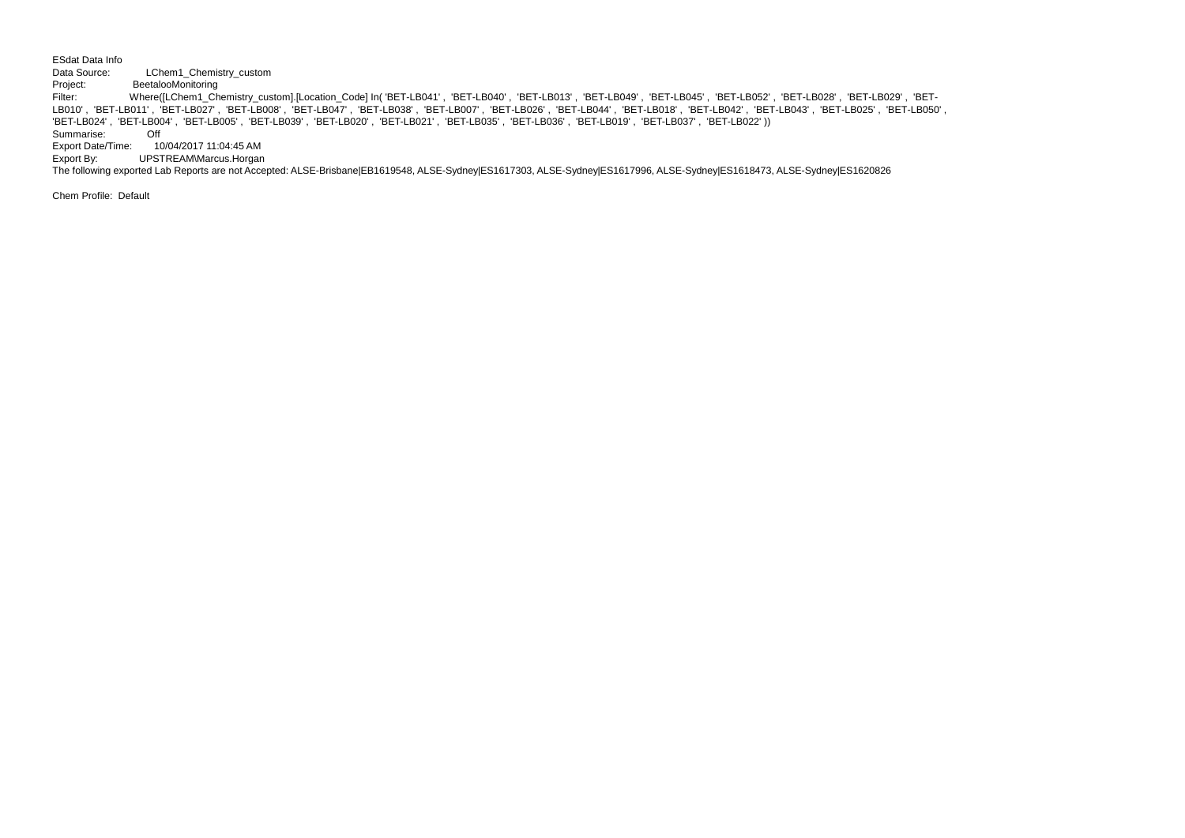ESdat Data Info

Data Source: LChem1_Chemistry_custom

Project: BeetalooMonitoring

Filter: Where([LChem1_Chemistry_custom].[Location_Code] In( 'BET-LB041' , 'BET-LB040' , 'BET-LB013' , 'BET-LB049' , 'BET-LB045' , 'BET-LB052' , 'BET-LB028' , 'BET-LB029' , 'BET-LB010' , 'BET-LB011' , 'BET-LB027' , 'BET-LB008' , 'BET-LB047' , 'BET-LB038' , 'BET-LB007' , 'BET-LB026' , 'BET-LB044' , 'BET-LB018' , 'BET-LB042' , 'BET-LB043' , 'BET-LB025' , 'BET-LB050' , 'BET-LB024' , 'BET-LB004' , 'BET-LB005' , 'BET-LB039' , 'BET-LB020' , 'BET-LB021' , 'BET-LB035' , 'BET-LB036' , 'BET-LB019' , 'BET-LB037' , 'BET-LB022' ))

Summarise: Off

Export Date/Time: 10/04/2017 11:04:45 AM

Export By: UPSTREAM\Marcus.Horgan

The following exported Lab Reports are not Accepted: ALSE-Brisbane|EB1619548, ALSE-Sydney|ES1617303, ALSE-Sydney|ES1617996, ALSE-Sydney|ES1618473, ALSE-Sydney|ES1620826

Chem Profile: Default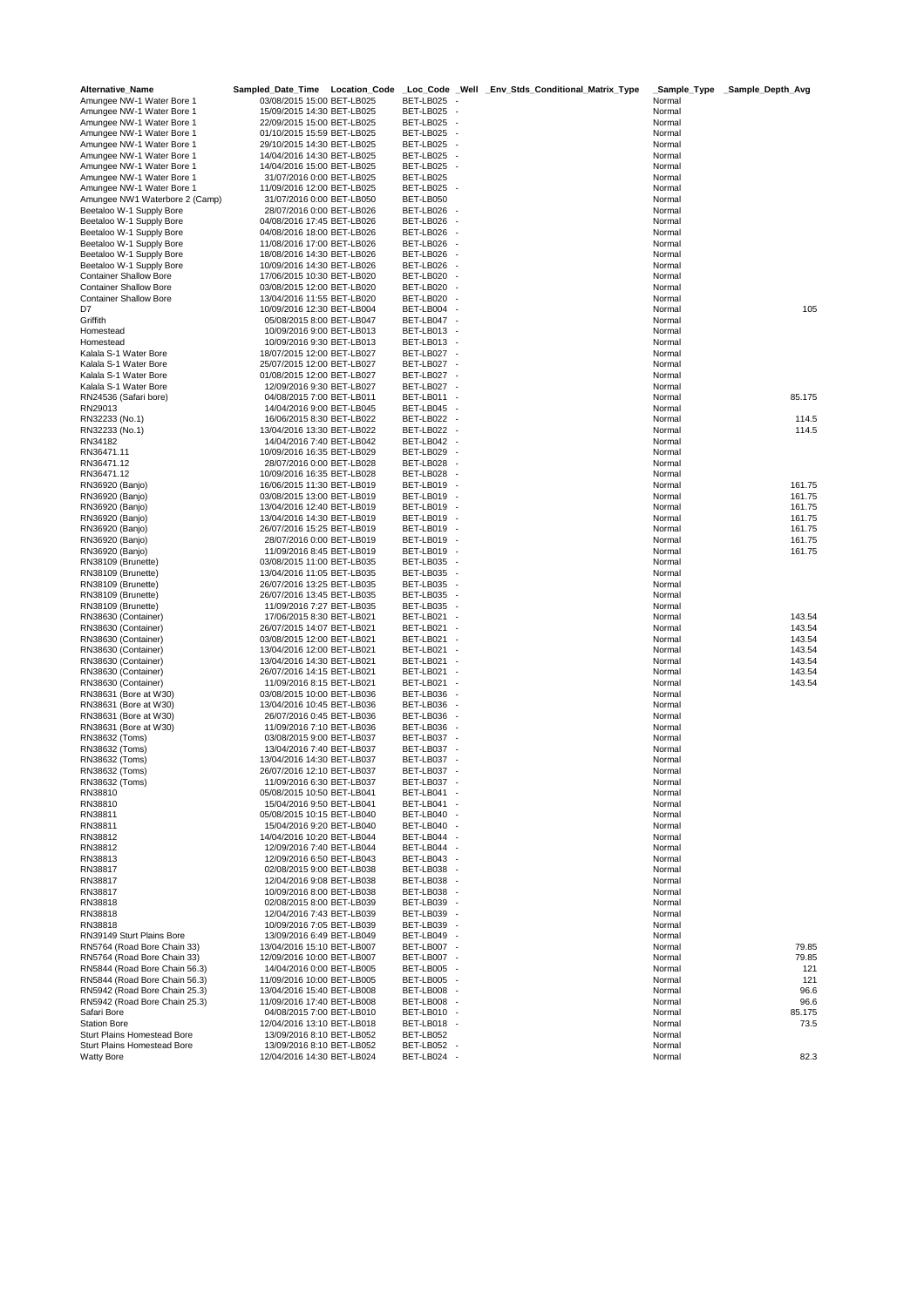| Alternative_Name | Sampled_Date_Time | Location_Code | _Loc_Code | _Well | _Env_Stds_Conditional_Matrix_Type | _Sample_Type | _Sample_Depth_Avg |
|---|---|---|---|---|---|---|---|
| Amungee NW-1 Water Bore 1 | 03/08/2015 15:00 | BET-LB025 | BET-LB025 | - | | Normal | |
| Amungee NW-1 Water Bore 1 | 15/09/2015 14:30 | BET-LB025 | BET-LB025 | - | | Normal | |
| Amungee NW-1 Water Bore 1 | 22/09/2015 15:00 | BET-LB025 | BET-LB025 | - | | Normal | |
| Amungee NW-1 Water Bore 1 | 01/10/2015 15:59 | BET-LB025 | BET-LB025 | - | | Normal | |
| Amungee NW-1 Water Bore 1 | 29/10/2015 14:30 | BET-LB025 | BET-LB025 | - | | Normal | |
| Amungee NW-1 Water Bore 1 | 14/04/2016 14:30 | BET-LB025 | BET-LB025 | - | | Normal | |
| Amungee NW-1 Water Bore 1 | 14/04/2016 15:00 | BET-LB025 | BET-LB025 | - | | Normal | |
| Amungee NW-1 Water Bore 1 | 31/07/2016 0:00 | BET-LB025 | BET-LB025 | | | Normal | |
| Amungee NW-1 Water Bore 1 | 11/09/2016 12:00 | BET-LB025 | BET-LB025 | - | | Normal | |
| Amungee NW1 Waterbore 2 (Camp) | 31/07/2016 0:00 | BET-LB050 | BET-LB050 | | | Normal | |
| Beetaloo W-1 Supply Bore | 28/07/2016 0:00 | BET-LB026 | BET-LB026 | - | | Normal | |
| Beetaloo W-1 Supply Bore | 04/08/2016 17:45 | BET-LB026 | BET-LB026 | - | | Normal | |
| Beetaloo W-1 Supply Bore | 04/08/2016 18:00 | BET-LB026 | BET-LB026 | - | | Normal | |
| Beetaloo W-1 Supply Bore | 11/08/2016 17:00 | BET-LB026 | BET-LB026 | - | | Normal | |
| Beetaloo W-1 Supply Bore | 18/08/2016 14:30 | BET-LB026 | BET-LB026 | - | | Normal | |
| Beetaloo W-1 Supply Bore | 10/09/2016 14:30 | BET-LB026 | BET-LB026 | - | | Normal | |
| Container Shallow Bore | 17/06/2015 10:30 | BET-LB020 | BET-LB020 | - | | Normal | |
| Container Shallow Bore | 03/08/2015 12:00 | BET-LB020 | BET-LB020 | - | | Normal | |
| Container Shallow Bore | 13/04/2016 11:55 | BET-LB020 | BET-LB020 | - | | Normal | |
| D7 | 10/09/2016 12:30 | BET-LB004 | BET-LB004 | - | | Normal | 105 |
| Griffith | 05/08/2015 8:00 | BET-LB047 | BET-LB047 | - | | Normal | |
| Homestead | 10/09/2016 9:00 | BET-LB013 | BET-LB013 | - | | Normal | |
| Homestead | 10/09/2016 9:30 | BET-LB013 | BET-LB013 | - | | Normal | |
| Kalala S-1 Water Bore | 18/07/2015 12:00 | BET-LB027 | BET-LB027 | - | | Normal | |
| Kalala S-1 Water Bore | 25/07/2015 12:00 | BET-LB027 | BET-LB027 | - | | Normal | |
| Kalala S-1 Water Bore | 01/08/2015 12:00 | BET-LB027 | BET-LB027 | - | | Normal | |
| Kalala S-1 Water Bore | 12/09/2016 9:30 | BET-LB027 | BET-LB027 | - | | Normal | |
| RN24536 (Safari bore) | 04/08/2015 7:00 | BET-LB011 | BET-LB011 | - | | Normal | 85.175 |
| RN29013 | 14/04/2016 9:00 | BET-LB045 | BET-LB045 | - | | Normal | |
| RN32233 (No.1) | 16/06/2015 8:30 | BET-LB022 | BET-LB022 | - | | Normal | 114.5 |
| RN32233 (No.1) | 13/04/2016 13:30 | BET-LB022 | BET-LB022 | - | | Normal | 114.5 |
| RN34182 | 14/04/2016 7:40 | BET-LB042 | BET-LB042 | - | | Normal | |
| RN36471.11 | 10/09/2016 16:35 | BET-LB029 | BET-LB029 | - | | Normal | |
| RN36471.12 | 28/07/2016 0:00 | BET-LB028 | BET-LB028 | - | | Normal | |
| RN36471.12 | 10/09/2016 16:35 | BET-LB028 | BET-LB028 | - | | Normal | |
| RN36920 (Banjo) | 16/06/2015 11:30 | BET-LB019 | BET-LB019 | - | | Normal | 161.75 |
| RN36920 (Banjo) | 03/08/2015 13:00 | BET-LB019 | BET-LB019 | - | | Normal | 161.75 |
| RN36920 (Banjo) | 13/04/2016 12:40 | BET-LB019 | BET-LB019 | - | | Normal | 161.75 |
| RN36920 (Banjo) | 13/04/2016 14:30 | BET-LB019 | BET-LB019 | - | | Normal | 161.75 |
| RN36920 (Banjo) | 26/07/2016 15:25 | BET-LB019 | BET-LB019 | - | | Normal | 161.75 |
| RN36920 (Banjo) | 28/07/2016 0:00 | BET-LB019 | BET-LB019 | - | | Normal | 161.75 |
| RN36920 (Banjo) | 11/09/2016 8:45 | BET-LB019 | BET-LB019 | - | | Normal | 161.75 |
| RN38109 (Brunette) | 03/08/2015 11:00 | BET-LB035 | BET-LB035 | - | | Normal | |
| RN38109 (Brunette) | 13/04/2016 11:05 | BET-LB035 | BET-LB035 | - | | Normal | |
| RN38109 (Brunette) | 26/07/2016 13:25 | BET-LB035 | BET-LB035 | - | | Normal | |
| RN38109 (Brunette) | 26/07/2016 13:45 | BET-LB035 | BET-LB035 | - | | Normal | |
| RN38109 (Brunette) | 11/09/2016 7:27 | BET-LB035 | BET-LB035 | - | | Normal | |
| RN38630 (Container) | 17/06/2015 8:30 | BET-LB021 | BET-LB021 | - | | Normal | 143.54 |
| RN38630 (Container) | 26/07/2015 14:07 | BET-LB021 | BET-LB021 | - | | Normal | 143.54 |
| RN38630 (Container) | 03/08/2015 12:00 | BET-LB021 | BET-LB021 | - | | Normal | 143.54 |
| RN38630 (Container) | 13/04/2016 12:00 | BET-LB021 | BET-LB021 | - | | Normal | 143.54 |
| RN38630 (Container) | 13/04/2016 14:30 | BET-LB021 | BET-LB021 | - | | Normal | 143.54 |
| RN38630 (Container) | 26/07/2016 14:15 | BET-LB021 | BET-LB021 | - | | Normal | 143.54 |
| RN38630 (Container) | 11/09/2016 8:15 | BET-LB021 | BET-LB021 | - | | Normal | 143.54 |
| RN38631 (Bore at W30) | 03/08/2015 10:00 | BET-LB036 | BET-LB036 | - | | Normal | |
| RN38631 (Bore at W30) | 13/04/2016 10:45 | BET-LB036 | BET-LB036 | - | | Normal | |
| RN38631 (Bore at W30) | 26/07/2016 0:45 | BET-LB036 | BET-LB036 | - | | Normal | |
| RN38631 (Bore at W30) | 11/09/2016 7:10 | BET-LB036 | BET-LB036 | - | | Normal | |
| RN38632 (Toms) | 03/08/2015 9:00 | BET-LB037 | BET-LB037 | - | | Normal | |
| RN38632 (Toms) | 13/04/2016 7:40 | BET-LB037 | BET-LB037 | - | | Normal | |
| RN38632 (Toms) | 13/04/2016 14:30 | BET-LB037 | BET-LB037 | - | | Normal | |
| RN38632 (Toms) | 26/07/2016 12:10 | BET-LB037 | BET-LB037 | - | | Normal | |
| RN38632 (Toms) | 11/09/2016 6:30 | BET-LB037 | BET-LB037 | - | | Normal | |
| RN38810 | 05/08/2015 10:50 | BET-LB041 | BET-LB041 | - | | Normal | |
| RN38810 | 15/04/2016 9:50 | BET-LB041 | BET-LB041 | - | | Normal | |
| RN38811 | 05/08/2015 10:15 | BET-LB040 | BET-LB040 | - | | Normal | |
| RN38811 | 15/04/2016 9:20 | BET-LB040 | BET-LB040 | - | | Normal | |
| RN38812 | 14/04/2016 10:20 | BET-LB044 | BET-LB044 | - | | Normal | |
| RN38812 | 12/09/2016 7:40 | BET-LB044 | BET-LB044 | - | | Normal | |
| RN38813 | 12/09/2016 6:50 | BET-LB043 | BET-LB043 | - | | Normal | |
| RN38817 | 02/08/2015 9:00 | BET-LB038 | BET-LB038 | - | | Normal | |
| RN38817 | 12/04/2016 9:08 | BET-LB038 | BET-LB038 | - | | Normal | |
| RN38817 | 10/09/2016 8:00 | BET-LB038 | BET-LB038 | - | | Normal | |
| RN38818 | 02/08/2015 8:00 | BET-LB039 | BET-LB039 | - | | Normal | |
| RN38818 | 12/04/2016 7:43 | BET-LB039 | BET-LB039 | - | | Normal | |
| RN38818 | 10/09/2016 7:05 | BET-LB039 | BET-LB039 | - | | Normal | |
| RN39149 Sturt Plains Bore | 13/09/2016 6:49 | BET-LB049 | BET-LB049 | - | | Normal | |
| RN5764 (Road Bore Chain 33) | 13/04/2016 15:10 | BET-LB007 | BET-LB007 | - | | Normal | 79.85 |
| RN5764 (Road Bore Chain 33) | 12/09/2016 10:00 | BET-LB007 | BET-LB007 | - | | Normal | 79.85 |
| RN5844 (Road Bore Chain 56.3) | 14/04/2016 0:00 | BET-LB005 | BET-LB005 | - | | Normal | 121 |
| RN5844 (Road Bore Chain 56.3) | 11/09/2016 10:00 | BET-LB005 | BET-LB005 | - | | Normal | 121 |
| RN5942 (Road Bore Chain 25.3) | 13/04/2016 15:40 | BET-LB008 | BET-LB008 | - | | Normal | 96.6 |
| RN5942 (Road Bore Chain 25.3) | 11/09/2016 17:40 | BET-LB008 | BET-LB008 | - | | Normal | 96.6 |
| Safari Bore | 04/08/2015 7:00 | BET-LB010 | BET-LB010 | - | | Normal | 85.175 |
| Station Bore | 12/04/2016 13:10 | BET-LB018 | BET-LB018 | - | | Normal | 73.5 |
| Sturt Plains Homestead Bore | 13/09/2016 8:10 | BET-LB052 | BET-LB052 | | | Normal | |
| Sturt Plains Homestead Bore | 13/09/2016 8:10 | BET-LB052 | BET-LB052 | - | | Normal | |
| Watty Bore | 12/04/2016 14:30 | BET-LB024 | BET-LB024 | - | | Normal | 82.3 |